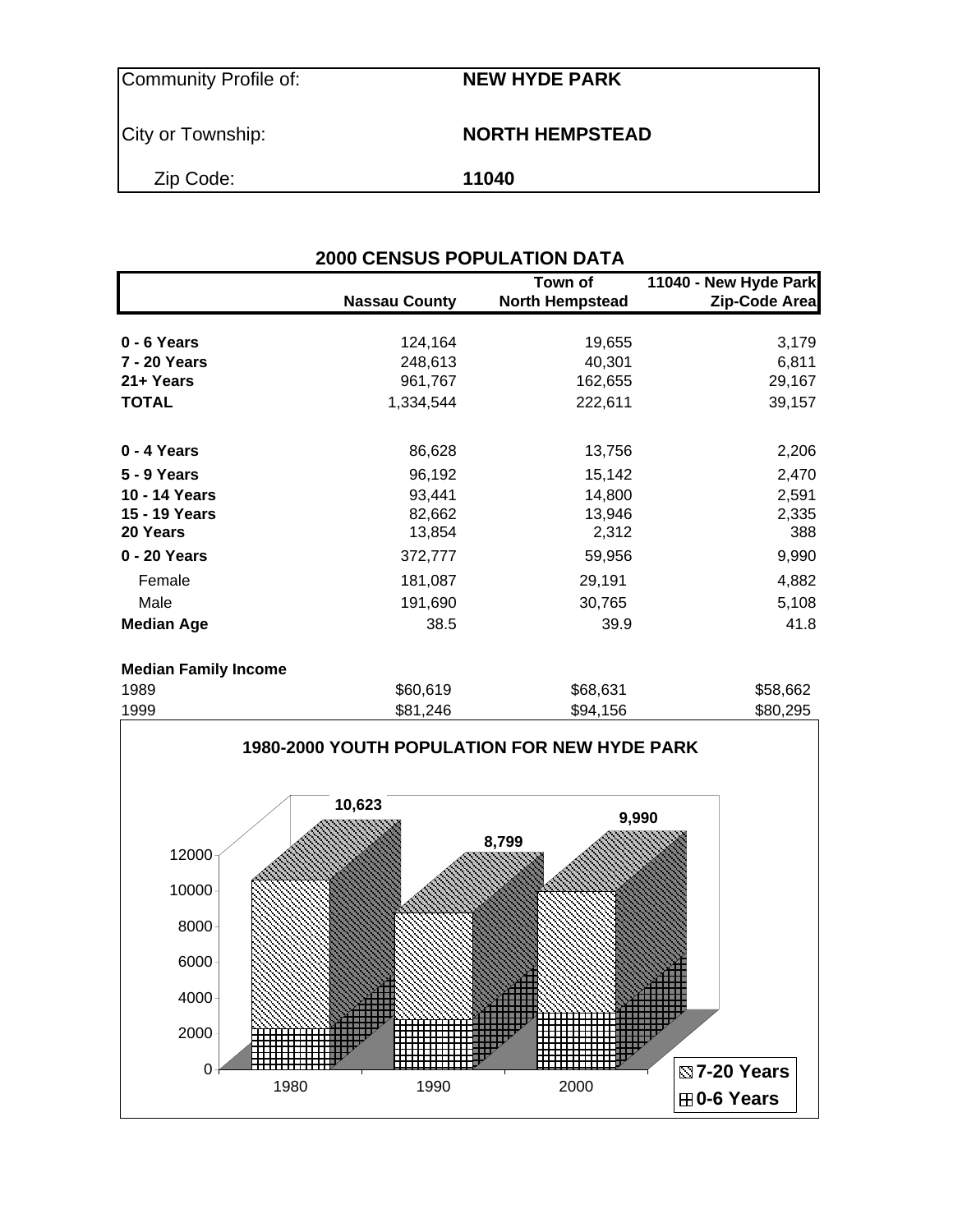| Community Profile of: | NEW HYDE PARK |
|---|---|
| City or Township: | NORTH HEMPSTEAD |
| Zip Code: | 11040 |

## 2000 CENSUS POPULATION DATA

| | Nassau County | Town of North Hempstead | 11040 - New Hyde Park Zip-Code Area |
|---|---|---|---|
| **0 - 6 Years** | 124,164 | 19,655 | 3,179 |
| **7 - 20 Years** | 248,613 | 40,301 | 6,811 |
| **21+ Years** | 961,767 | 162,655 | 29,167 |
| **TOTAL** | 1,334,544 | 222,611 | 39,157 |
| | | | |
| **0 - 4 Years** | 86,628 | 13,756 | 2,206 |
| **5 - 9 Years** | 96,192 | 15,142 | 2,470 |
| **10 - 14 Years** | 93,441 | 14,800 | 2,591 |
| **15 - 19 Years** | 82,662 | 13,946 | 2,335 |
| **20 Years** | 13,854 | 2,312 | 388 |
| **0 - 20 Years** | 372,777 | 59,956 | 9,990 |
| Female | 181,087 | 29,191 | 4,882 |
| Male | 191,690 | 30,765 | 5,108 |
| **Median Age** | 38.5 | 39.9 | 41.8 |
| | | | |
| **Median Family Income** | | | |
| 1989 | $60,619 | $68,631 | $58,662 |
| 1999 | $81,246 | $94,156 | $80,295 |

**1980-2000 YOUTH POPULATION FOR NEW HYDE PARK**

| Year | Total (0-20 Years) |
|---|---|
| 1980 | 10,623 |
| 1990 | 8,799 |
| 2000 | 9,990 |

Legend: 7-20 Years; 0-6 Years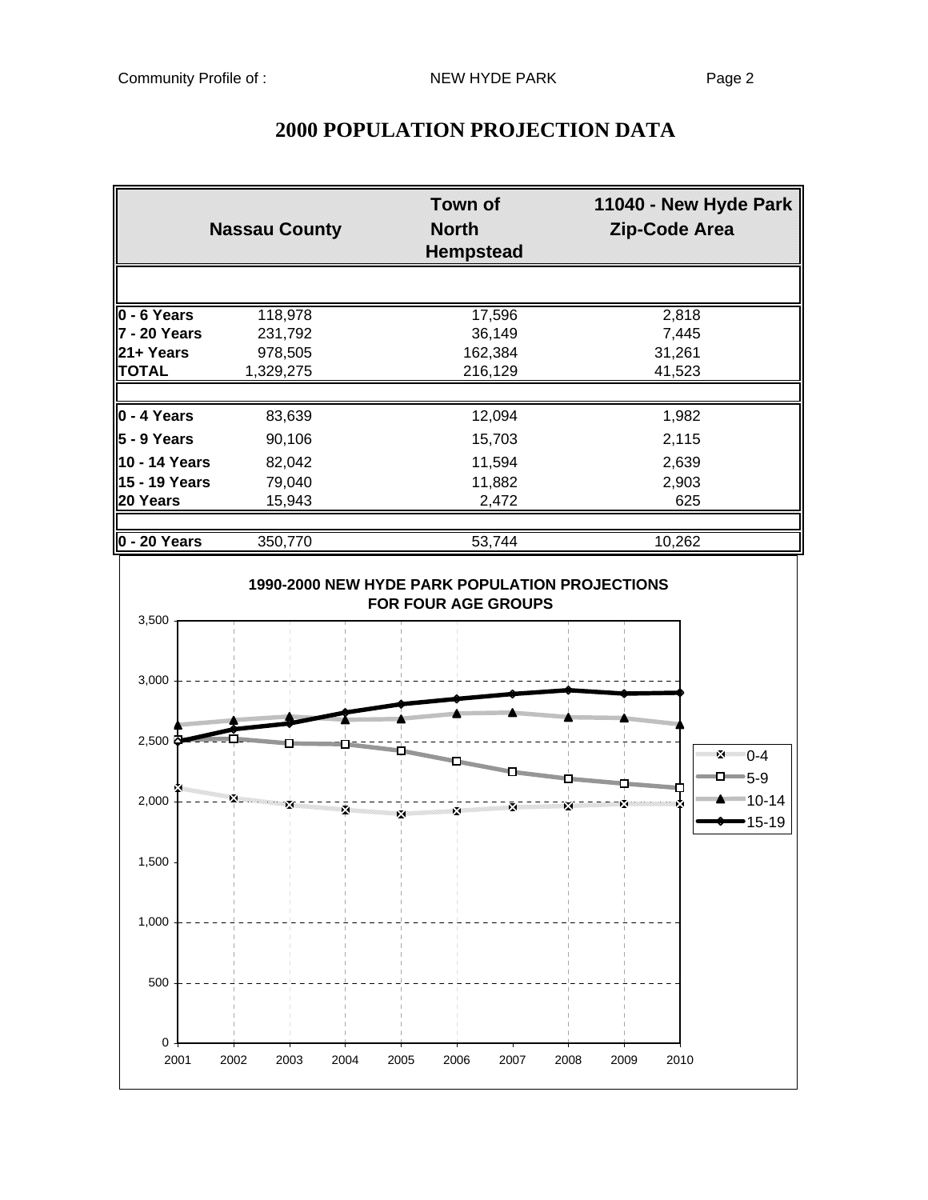# 2000 POPULATION PROJECTION DATA

| | Nassau County | Town of North Hempstead | 11040 - New Hyde Park Zip-Code Area |
|---|---|---|---|
| **0 - 6 Years** | 118,978 | 17,596 | 2,818 |
| **7 - 20 Years** | 231,792 | 36,149 | 7,445 |
| **21+ Years** | 978,505 | 162,384 | 31,261 |
| **TOTAL** | 1,329,275 | 216,129 | 41,523 |
| | | | |
| **0 - 4 Years** | 83,639 | 12,094 | 1,982 |
| **5 - 9 Years** | 90,106 | 15,703 | 2,115 |
| **10 - 14 Years** | 82,042 | 11,594 | 2,639 |
| **15 - 19 Years** | 79,040 | 11,882 | 2,903 |
| **20 Years** | 15,943 | 2,472 | 625 |
| | | | |
| **0 - 20 Years** | 350,770 | 53,744 | 10,262 |

**1990-2000 NEW HYDE PARK POPULATION PROJECTIONS FOR FOUR AGE GROUPS**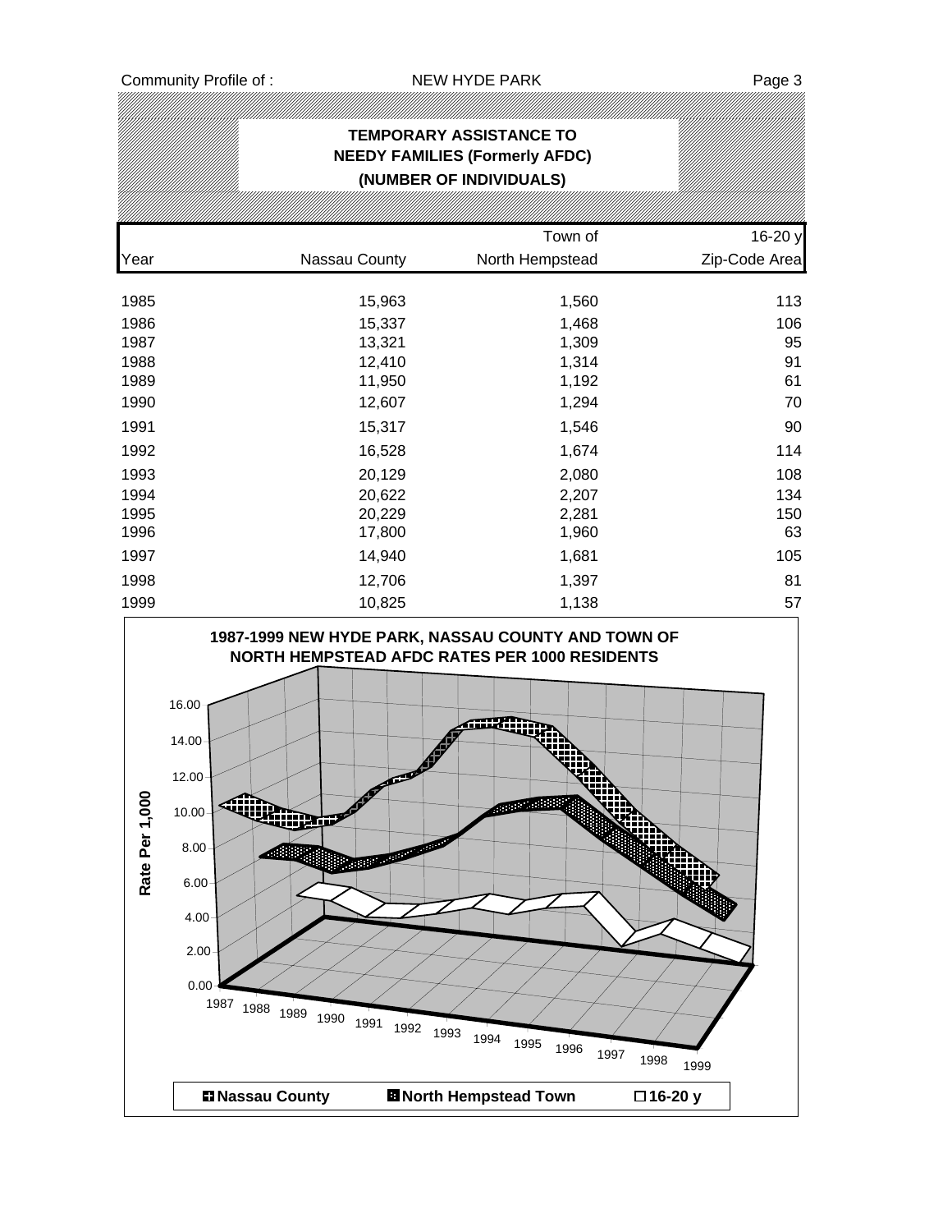## TEMPORARY ASSISTANCE TO NEEDY FAMILIES (Formerly AFDC) (NUMBER OF INDIVIDUALS)

| Year | Nassau County | Town of North Hempstead | 16-20 y Zip-Code Area |
|---|---|---|---|
| 1985 | 15,963 | 1,560 | 113 |
| 1986 | 15,337 | 1,468 | 106 |
| 1987 | 13,321 | 1,309 | 95 |
| 1988 | 12,410 | 1,314 | 91 |
| 1989 | 11,950 | 1,192 | 61 |
| 1990 | 12,607 | 1,294 | 70 |
| 1991 | 15,317 | 1,546 | 90 |
| 1992 | 16,528 | 1,674 | 114 |
| 1993 | 20,129 | 2,080 | 108 |
| 1994 | 20,622 | 2,207 | 134 |
| 1995 | 20,229 | 2,281 | 150 |
| 1996 | 17,800 | 1,960 | 63 |
| 1997 | 14,940 | 1,681 | 105 |
| 1998 | 12,706 | 1,397 | 81 |
| 1999 | 10,825 | 1,138 | 57 |

**1987-1999 NEW HYDE PARK, NASSAU COUNTY AND TOWN OF NORTH HEMPSTEAD AFDC RATES PER 1000 RESIDENTS**

Rate Per 1,000

Legend: Nassau County, North Hempstead Town, 16-20 y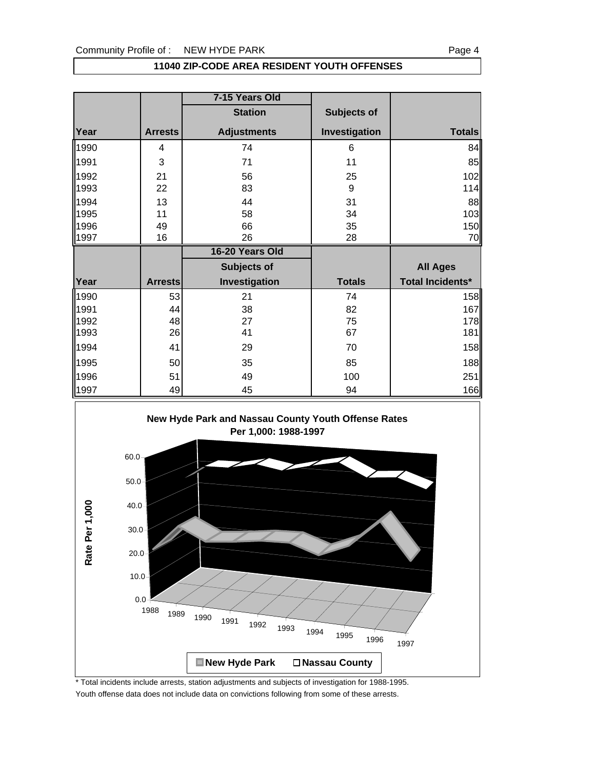## 11040 ZIP-CODE AREA RESIDENT YOUTH OFFENSES

| | | 7-15 Years Old | | |
|---|---|---|---|---|
| | | Station | Subjects of | |
| Year | Arrests | Adjustments | Investigation | Totals |
| 1990 | 4 | 74 | 6 | 84 |
| 1991 | 3 | 71 | 11 | 85 |
| 1992 | 21 | 56 | 25 | 102 |
| 1993 | 22 | 83 | 9 | 114 |
| 1994 | 13 | 44 | 31 | 88 |
| 1995 | 11 | 58 | 34 | 103 |
| 1996 | 49 | 66 | 35 | 150 |
| 1997 | 16 | 26 | 28 | 70 |

| | | 16-20 Years Old | | |
|---|---|---|---|---|
| | | Subjects of | | All Ages |
| Year | Arrests | Investigation | Totals | Total Incidents* |
| 1990 | 53 | 21 | 74 | 158 |
| 1991 | 44 | 38 | 82 | 167 |
| 1992 | 48 | 27 | 75 | 178 |
| 1993 | 26 | 41 | 67 | 181 |
| 1994 | 41 | 29 | 70 | 158 |
| 1995 | 50 | 35 | 85 | 188 |
| 1996 | 51 | 49 | 100 | 251 |
| 1997 | 49 | 45 | 94 | 166 |

**New Hyde Park and Nassau County Youth Offense Rates Per 1,000: 1988-1997**

Rate Per 1,000

New Hyde Park | Nassau County

\* Total incidents include arrests, station adjustments and subjects of investigation for 1988-1995.

Youth offense data does not include data on convictions following from some of these arrests.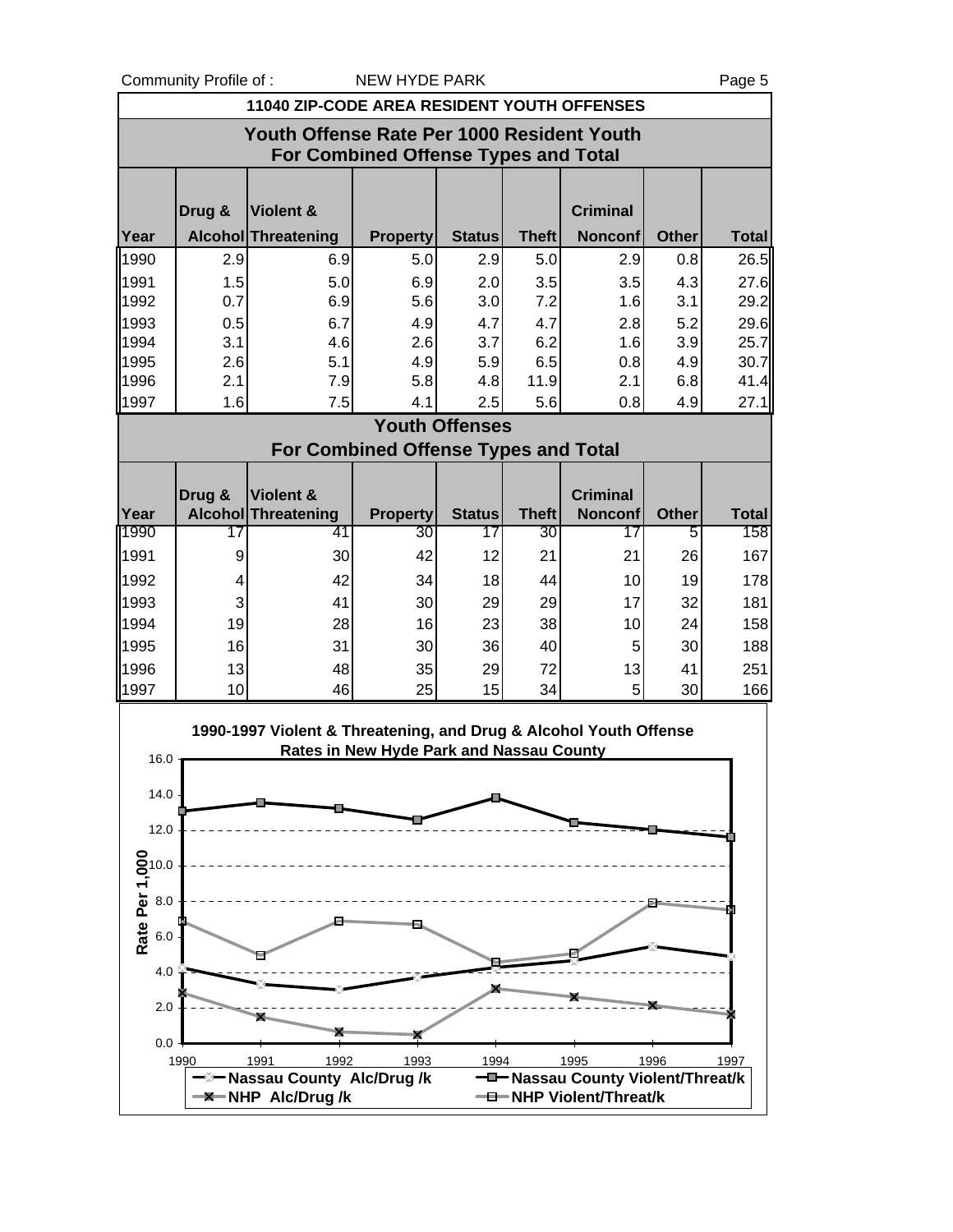## 11040 ZIP-CODE AREA RESIDENT YOUTH OFFENSES

### Youth Offense Rate Per 1000 Resident Youth For Combined Offense Types and Total

| Year | Drug & Alcohol | Violent & Threatening | Property | Status | Theft | Criminal Nonconf | Other | Total |
|---|---|---|---|---|---|---|---|---|
| 1990 | 2.9 | 6.9 | 5.0 | 2.9 | 5.0 | 2.9 | 0.8 | 26.5 |
| 1991 | 1.5 | 5.0 | 6.9 | 2.0 | 3.5 | 3.5 | 4.3 | 27.6 |
| 1992 | 0.7 | 6.9 | 5.6 | 3.0 | 7.2 | 1.6 | 3.1 | 29.2 |
| 1993 | 0.5 | 6.7 | 4.9 | 4.7 | 4.7 | 2.8 | 5.2 | 29.6 |
| 1994 | 3.1 | 4.6 | 2.6 | 3.7 | 6.2 | 1.6 | 3.9 | 25.7 |
| 1995 | 2.6 | 5.1 | 4.9 | 5.9 | 6.5 | 0.8 | 4.9 | 30.7 |
| 1996 | 2.1 | 7.9 | 5.8 | 4.8 | 11.9 | 2.1 | 6.8 | 41.4 |
| 1997 | 1.6 | 7.5 | 4.1 | 2.5 | 5.6 | 0.8 | 4.9 | 27.1 |

### Youth Offenses For Combined Offense Types and Total

| Year | Drug & Alcohol | Violent & Threatening | Property | Status | Theft | Criminal Nonconf | Other | Total |
|---|---|---|---|---|---|---|---|---|
| 1990 | 17 | 41 | 30 | 17 | 30 | 17 | 5 | 158 |
| 1991 | 9 | 30 | 42 | 12 | 21 | 21 | 26 | 167 |
| 1992 | 4 | 42 | 34 | 18 | 44 | 10 | 19 | 178 |
| 1993 | 3 | 41 | 30 | 29 | 29 | 17 | 32 | 181 |
| 1994 | 19 | 28 | 16 | 23 | 38 | 10 | 24 | 158 |
| 1995 | 16 | 31 | 30 | 36 | 40 | 5 | 30 | 188 |
| 1996 | 13 | 48 | 35 | 29 | 72 | 13 | 41 | 251 |
| 1997 | 10 | 46 | 25 | 15 | 34 | 5 | 30 | 166 |

**1990-1997 Violent & Threatening, and Drug & Alcohol Youth Offense Rates in New Hyde Park and Nassau County**

Rate Per 1,000

Legend: Nassau County Alc/Drug /k; Nassau County Violent/Threat/k; NHP Alc/Drug /k; NHP Violent/Threat/k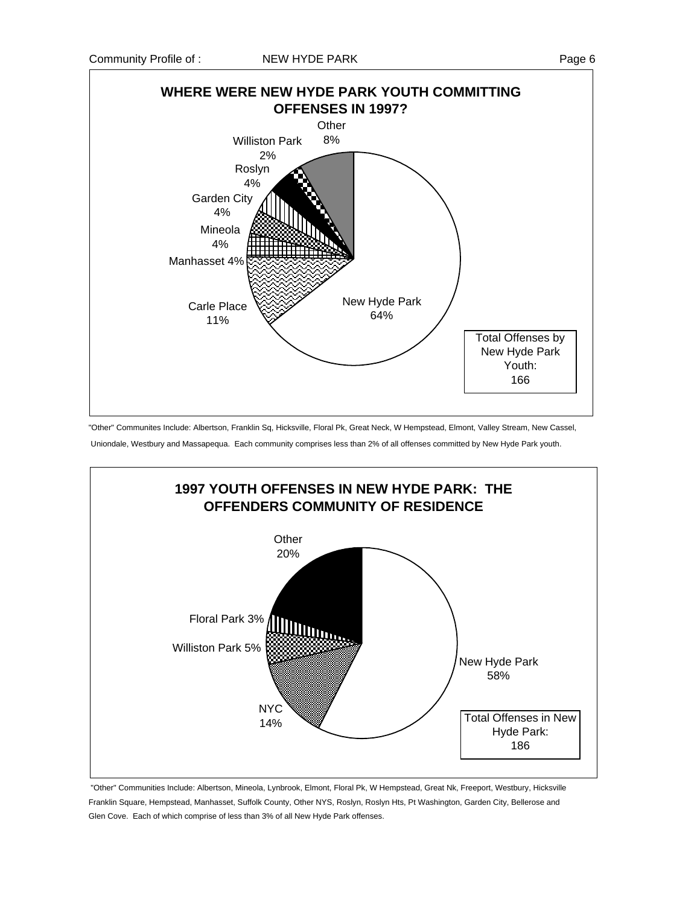## WHERE WERE NEW HYDE PARK YOUTH COMMITTING OFFENSES IN 1997?

| Community | Percent |
|---|---|
| New Hyde Park | 64% |
| Carle Place | 11% |
| Manhasset | 4% |
| Mineola | 4% |
| Garden City | 4% |
| Roslyn | 4% |
| Williston Park | 2% |
| Other | 8% |

Total Offenses by New Hyde Park Youth: 166

"Other" Communites Include: Albertson, Franklin Sq, Hicksville, Floral Pk, Great Neck, W Hempstead, Elmont, Valley Stream, New Cassel, Uniondale, Westbury and Massapequa. Each community comprises less than 2% of all offenses committed by New Hyde Park youth.

## 1997 YOUTH OFFENSES IN NEW HYDE PARK: THE OFFENDERS COMMUNITY OF RESIDENCE

| Community | Percent |
|---|---|
| New Hyde Park | 58% |
| NYC | 14% |
| Williston Park | 5% |
| Floral Park | 3% |
| Other | 20% |

Total Offenses in New Hyde Park: 186

"Other" Communities Include: Albertson, Mineola, Lynbrook, Elmont, Floral Pk, W Hempstead, Great Nk, Freeport, Westbury, Hicksville Franklin Square, Hempstead, Manhasset, Suffolk County, Other NYS, Roslyn, Roslyn Hts, Pt Washington, Garden City, Bellerose and Glen Cove. Each of which comprise of less than 3% of all New Hyde Park offenses.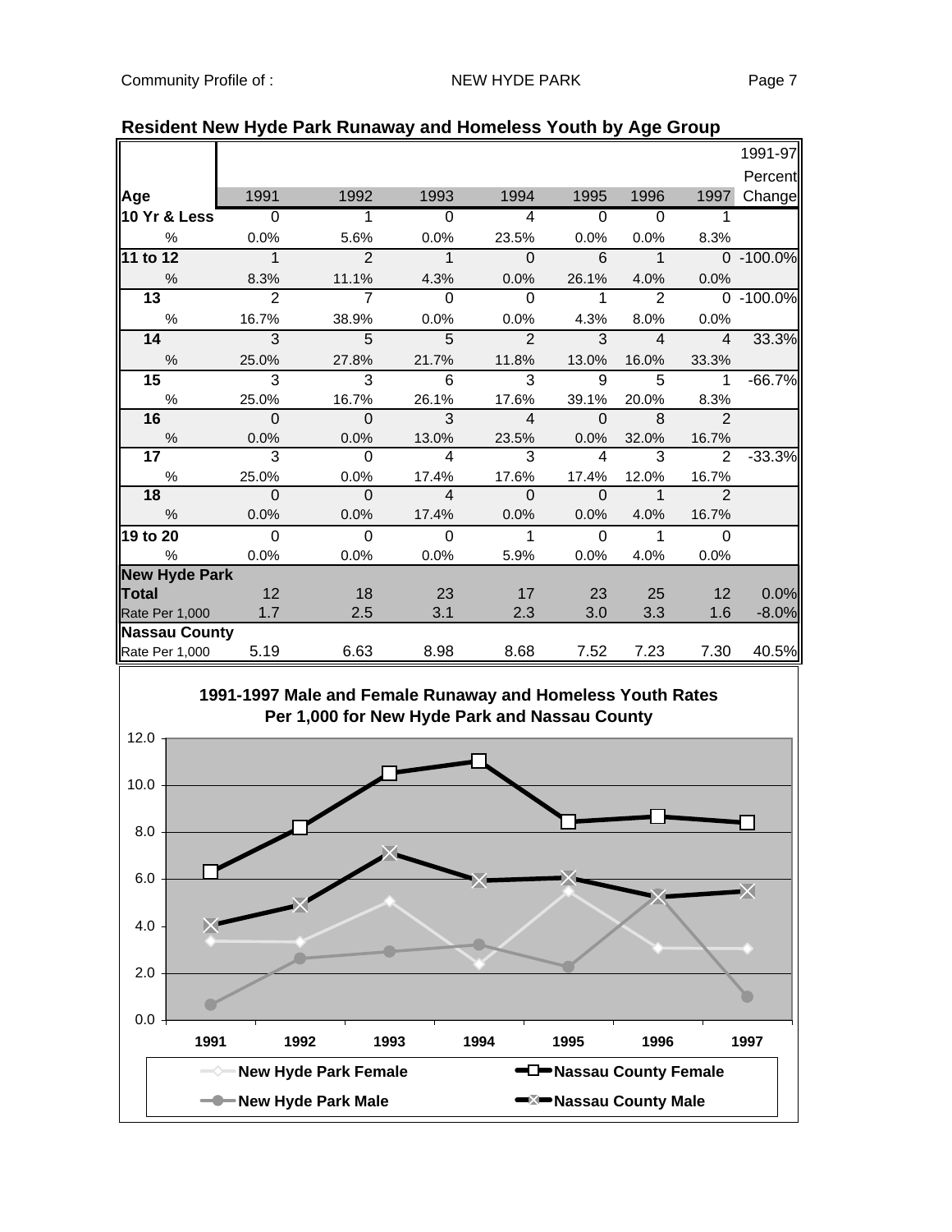## Resident New Hyde Park Runaway and Homeless Youth by Age Group

| Age | 1991 | 1992 | 1993 | 1994 | 1995 | 1996 | 1997 | 1991-97 Percent Change |
|---|---|---|---|---|---|---|---|---|
| **10 Yr & Less** | 0 | 1 | 0 | 4 | 0 | 0 | 1 | |
| % | 0.0% | 5.6% | 0.0% | 23.5% | 0.0% | 0.0% | 8.3% | |
| **11 to 12** | 1 | 2 | 1 | 0 | 6 | 1 | 0 | -100.0% |
| % | 8.3% | 11.1% | 4.3% | 0.0% | 26.1% | 4.0% | 0.0% | |
| **13** | 2 | 7 | 0 | 0 | 1 | 2 | 0 | -100.0% |
| % | 16.7% | 38.9% | 0.0% | 0.0% | 4.3% | 8.0% | 0.0% | |
| **14** | 3 | 5 | 5 | 2 | 3 | 4 | 4 | 33.3% |
| % | 25.0% | 27.8% | 21.7% | 11.8% | 13.0% | 16.0% | 33.3% | |
| **15** | 3 | 3 | 6 | 3 | 9 | 5 | 1 | -66.7% |
| % | 25.0% | 16.7% | 26.1% | 17.6% | 39.1% | 20.0% | 8.3% | |
| **16** | 0 | 0 | 3 | 4 | 0 | 8 | 2 | |
| % | 0.0% | 0.0% | 13.0% | 23.5% | 0.0% | 32.0% | 16.7% | |
| **17** | 3 | 0 | 4 | 3 | 4 | 3 | 2 | -33.3% |
| % | 25.0% | 0.0% | 17.4% | 17.6% | 17.4% | 12.0% | 16.7% | |
| **18** | 0 | 0 | 4 | 0 | 0 | 1 | 2 | |
| % | 0.0% | 0.0% | 17.4% | 0.0% | 0.0% | 4.0% | 16.7% | |
| **19 to 20** | 0 | 0 | 0 | 1 | 0 | 1 | 0 | |
| % | 0.0% | 0.0% | 0.0% | 5.9% | 0.0% | 4.0% | 0.0% | |
| **New Hyde Park** | | | | | | | | |
| **Total** | 12 | 18 | 23 | 17 | 23 | 25 | 12 | 0.0% |
| Rate Per 1,000 | 1.7 | 2.5 | 3.1 | 2.3 | 3.0 | 3.3 | 1.6 | -8.0% |
| **Nassau County** | | | | | | | | |
| Rate Per 1,000 | 5.19 | 6.63 | 8.98 | 8.68 | 7.52 | 7.23 | 7.30 | 40.5% |

**1991-1997 Male and Female Runaway and Homeless Youth Rates Per 1,000 for New Hyde Park and Nassau County**

Legend: New Hyde Park Female; New Hyde Park Male; Nassau County Female; Nassau County Male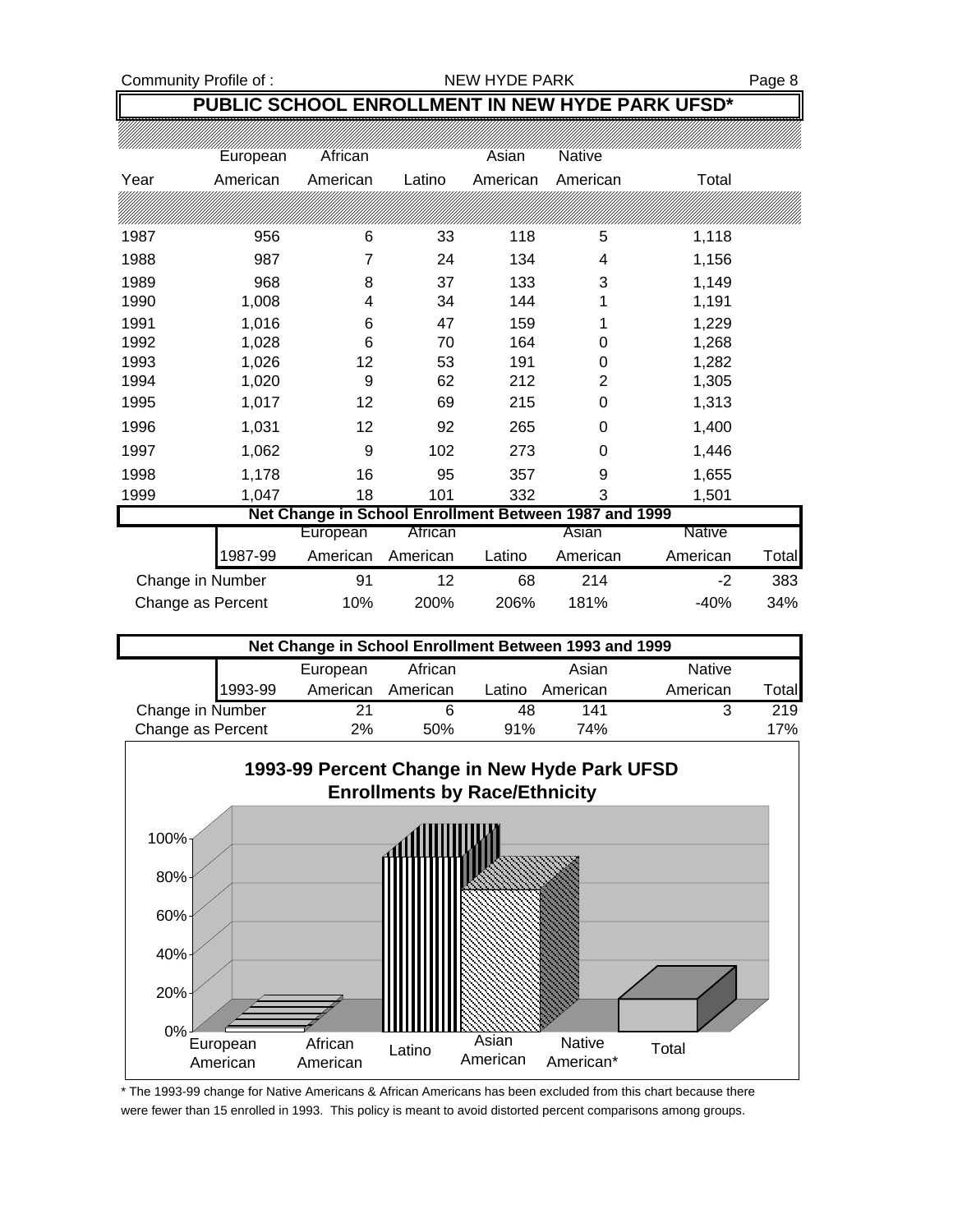## PUBLIC SCHOOL ENROLLMENT IN NEW HYDE PARK UFSD*

| Year | European American | African American | Latino | Asian American | Native American | Total |
|---|---|---|---|---|---|---|
| 1987 | 956 | 6 | 33 | 118 | 5 | 1,118 |
| 1988 | 987 | 7 | 24 | 134 | 4 | 1,156 |
| 1989 | 968 | 8 | 37 | 133 | 3 | 1,149 |
| 1990 | 1,008 | 4 | 34 | 144 | 1 | 1,191 |
| 1991 | 1,016 | 6 | 47 | 159 | 1 | 1,229 |
| 1992 | 1,028 | 6 | 70 | 164 | 0 | 1,268 |
| 1993 | 1,026 | 12 | 53 | 191 | 0 | 1,282 |
| 1994 | 1,020 | 9 | 62 | 212 | 2 | 1,305 |
| 1995 | 1,017 | 12 | 69 | 215 | 0 | 1,313 |
| 1996 | 1,031 | 12 | 92 | 265 | 0 | 1,400 |
| 1997 | 1,062 | 9 | 102 | 273 | 0 | 1,446 |
| 1998 | 1,178 | 16 | 95 | 357 | 9 | 1,655 |
| 1999 | 1,047 | 18 | 101 | 332 | 3 | 1,501 |

**Net Change in School Enrollment Between 1987 and 1999**

| 1987-99 | European American | African American | Latino | Asian American | Native American | Total |
|---|---|---|---|---|---|---|
| Change in Number | 91 | 12 | 68 | 214 | -2 | 383 |
| Change as Percent | 10% | 200% | 206% | 181% | -40% | 34% |

**Net Change in School Enrollment Between 1993 and 1999**

| 1993-99 | European American | African American | Latino | Asian American | Native American | Total |
|---|---|---|---|---|---|---|
| Change in Number | 21 | 6 | 48 | 141 | 3 | 219 |
| Change as Percent | 2% | 50% | 91% | 74% | | 17% |

**1993-99 Percent Change in New Hyde Park UFSD Enrollments by Race/Ethnicity**

\* The 1993-99 change for Native Americans & African Americans has been excluded from this chart because there were fewer than 15 enrolled in 1993. This policy is meant to avoid distorted percent comparisons among groups.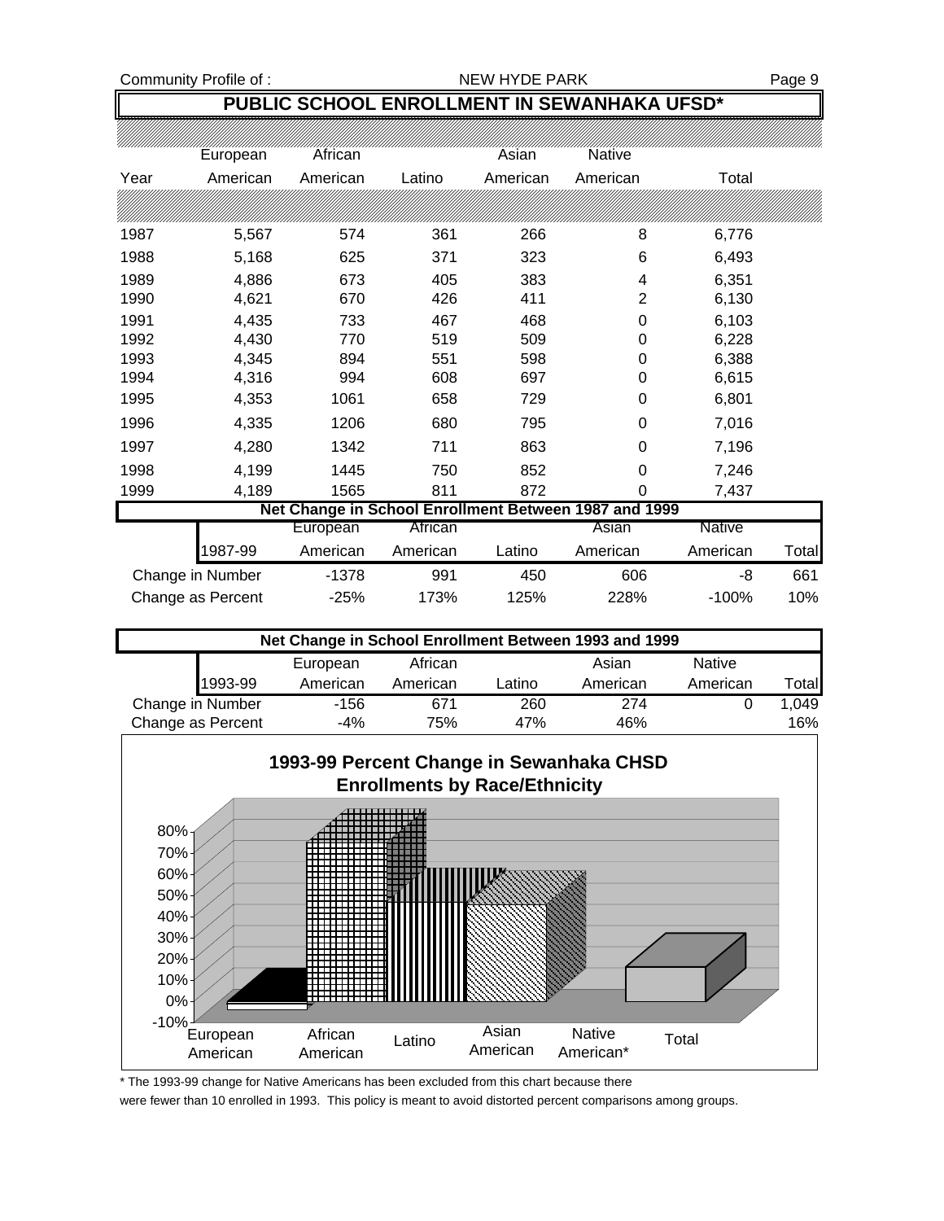## PUBLIC SCHOOL ENROLLMENT IN SEWANHAKA UFSD*

| Year | European American | African American | Latino | Asian American | Native American | Total |
|---|---|---|---|---|---|---|
| 1987 | 5,567 | 574 | 361 | 266 | 8 | 6,776 |
| 1988 | 5,168 | 625 | 371 | 323 | 6 | 6,493 |
| 1989 | 4,886 | 673 | 405 | 383 | 4 | 6,351 |
| 1990 | 4,621 | 670 | 426 | 411 | 2 | 6,130 |
| 1991 | 4,435 | 733 | 467 | 468 | 0 | 6,103 |
| 1992 | 4,430 | 770 | 519 | 509 | 0 | 6,228 |
| 1993 | 4,345 | 894 | 551 | 598 | 0 | 6,388 |
| 1994 | 4,316 | 994 | 608 | 697 | 0 | 6,615 |
| 1995 | 4,353 | 1061 | 658 | 729 | 0 | 6,801 |
| 1996 | 4,335 | 1206 | 680 | 795 | 0 | 7,016 |
| 1997 | 4,280 | 1342 | 711 | 863 | 0 | 7,196 |
| 1998 | 4,199 | 1445 | 750 | 852 | 0 | 7,246 |
| 1999 | 4,189 | 1565 | 811 | 872 | 0 | 7,437 |

### Net Change in School Enrollment Between 1987 and 1999

| 1987-99 | European American | African American | Latino | Asian American | Native American | Total |
|---|---|---|---|---|---|---|
| Change in Number | -1378 | 991 | 450 | 606 | -8 | 661 |
| Change as Percent | -25% | 173% | 125% | 228% | -100% | 10% |

### Net Change in School Enrollment Between 1993 and 1999

| 1993-99 | European American | African American | Latino | Asian American | Native American | Total |
|---|---|---|---|---|---|---|
| Change in Number | -156 | 671 | 260 | 274 | 0 | 1,049 |
| Change as Percent | -4% | 75% | 47% | 46% | | 16% |

### 1993-99 Percent Change in Sewanhaka CHSD Enrollments by Race/Ethnicity

| | European American | African American | Latino | Asian American | Native American* | Total |
|---|---|---|---|---|---|---|
| Percent Change | -4% | 75% | 47% | 46% | | 16% |

\* The 1993-99 change for Native Americans has been excluded from this chart because there were fewer than 10 enrolled in 1993. This policy is meant to avoid distorted percent comparisons among groups.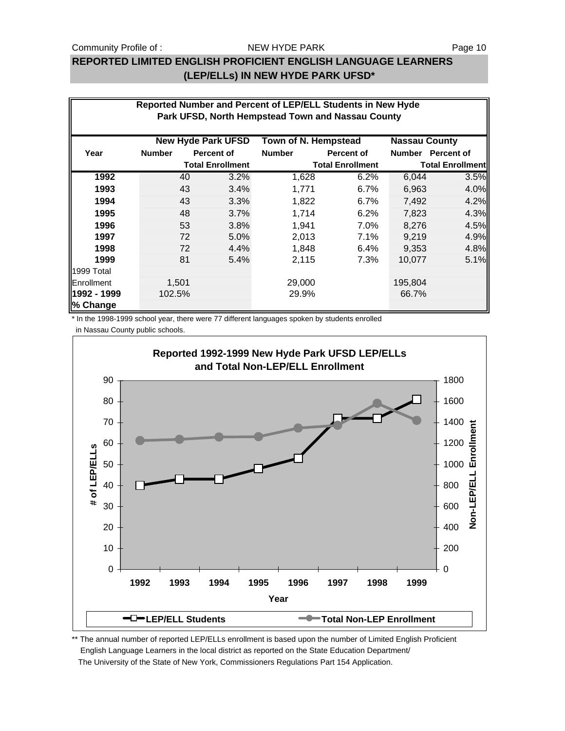## REPORTED LIMITED ENGLISH PROFICIENT ENGLISH LANGUAGE LEARNERS (LEP/ELLs) IN NEW HYDE PARK UFSD*

**Reported Number and Percent of LEP/ELL Students in New Hyde Park UFSD, North Hempstead Town and Nassau County**

| Year | New Hyde Park UFSD | | Town of N. Hempstead | | Nassau County | |
|---|---|---|---|---|---|---|
| | Number | Percent of Total Enrollment | Number | Percent of Total Enrollment | Number | Percent of Total Enrollment |
| **1992** | 40 | 3.2% | 1,628 | 6.2% | 6,044 | 3.5% |
| **1993** | 43 | 3.4% | 1,771 | 6.7% | 6,963 | 4.0% |
| **1994** | 43 | 3.3% | 1,822 | 6.7% | 7,492 | 4.2% |
| **1995** | 48 | 3.7% | 1,714 | 6.2% | 7,823 | 4.3% |
| **1996** | 53 | 3.8% | 1,941 | 7.0% | 8,276 | 4.5% |
| **1997** | 72 | 5.0% | 2,013 | 7.1% | 9,219 | 4.9% |
| **1998** | 72 | 4.4% | 1,848 | 6.4% | 9,353 | 4.8% |
| **1999** | 81 | 5.4% | 2,115 | 7.3% | 10,077 | 5.1% |
| 1999 Total Enrollment | 1,501 | | 29,000 | | 195,804 | |
| **1992 - 1999 % Change** | 102.5% | | 29.9% | | 66.7% | |

\* In the 1998-1999 school year, there were 77 different languages spoken by students enrolled in Nassau County public schools.

**Reported 1992-1999 New Hyde Park UFSD LEP/ELLs and Total Non-LEP/ELL Enrollment**

\*\* The annual number of reported LEP/ELLs enrollment is based upon the number of Limited English Proficient English Language Learners in the local district as reported on the State Education Department/ The University of the State of New York, Commissioners Regulations Part 154 Application.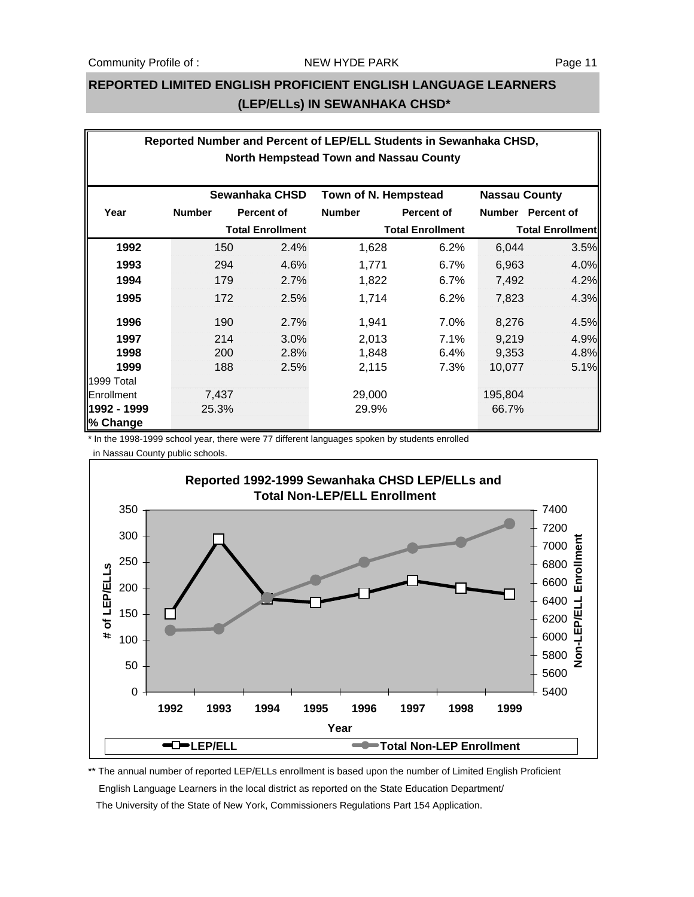Community Profile of : NEW HYDE PARK

## REPORTED LIMITED ENGLISH PROFICIENT ENGLISH LANGUAGE LEARNERS (LEP/ELLs) IN SEWANHAKA CHSD*

**Reported Number and Percent of LEP/ELL Students in Sewanhaka CHSD, North Hempstead Town and Nassau County**

| Year | Sewanhaka CHSD | | Town of N. Hempstead | | Nassau County | |
|---|---|---|---|---|---|---|
| | Number | Percent of Total Enrollment | Number | Percent of Total Enrollment | Number | Percent of Total Enrollment |
| **1992** | 150 | 2.4% | 1,628 | 6.2% | 6,044 | 3.5% |
| **1993** | 294 | 4.6% | 1,771 | 6.7% | 6,963 | 4.0% |
| **1994** | 179 | 2.7% | 1,822 | 6.7% | 7,492 | 4.2% |
| **1995** | 172 | 2.5% | 1,714 | 6.2% | 7,823 | 4.3% |
| **1996** | 190 | 2.7% | 1,941 | 7.0% | 8,276 | 4.5% |
| **1997** | 214 | 3.0% | 2,013 | 7.1% | 9,219 | 4.9% |
| **1998** | 200 | 2.8% | 1,848 | 6.4% | 9,353 | 4.8% |
| **1999** | 188 | 2.5% | 2,115 | 7.3% | 10,077 | 5.1% |
| 1999 Total Enrollment | 7,437 | | 29,000 | | 195,804 | |
| **1992 - 1999 % Change** | 25.3% | | 29.9% | | 66.7% | |

\* In the 1998-1999 school year, there were 77 different languages spoken by students enrolled in Nassau County public schools.

**Reported 1992-1999 Sewanhaka CHSD LEP/ELLs and Total Non-LEP/ELL Enrollment**

\*\* The annual number of reported LEP/ELLs enrollment is based upon the number of Limited English Proficient English Language Learners in the local district as reported on the State Education Department/ The University of the State of New York, Commissioners Regulations Part 154 Application.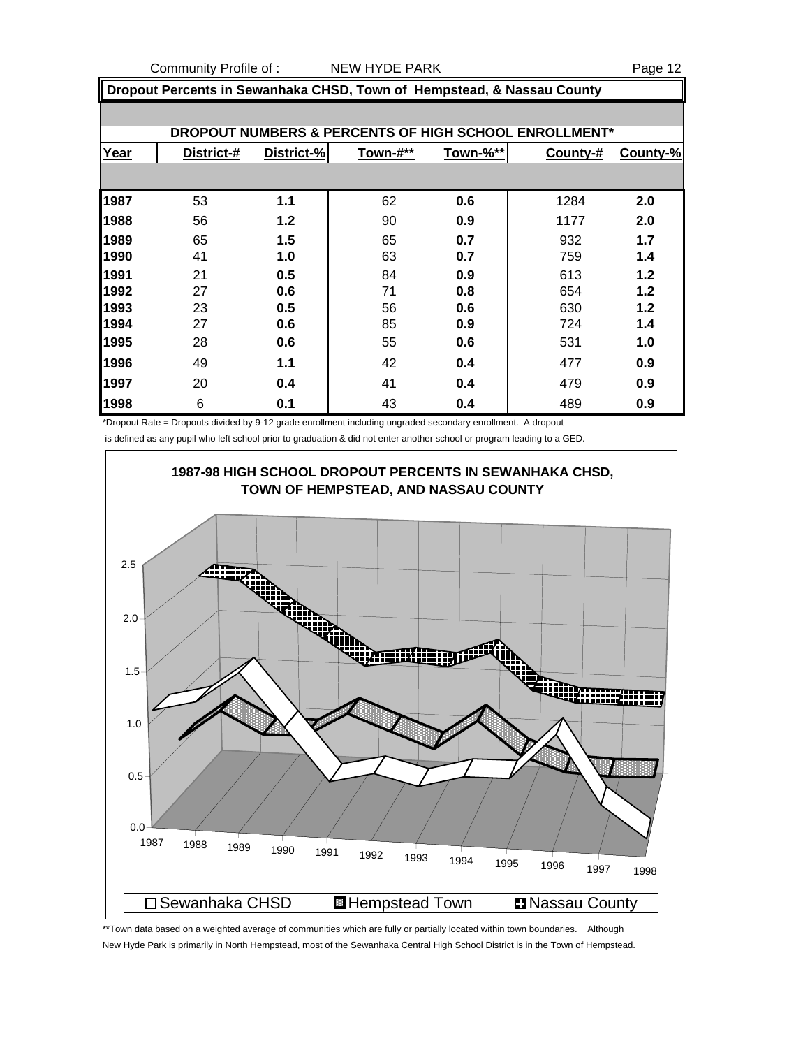Community Profile of : NEW HYDE PARK

## Dropout Percents in Sewanhaka CHSD, Town of Hempstead, & Nassau County

### DROPOUT NUMBERS & PERCENTS OF HIGH SCHOOL ENROLLMENT*

| Year | District-# | District-% | Town-#** | Town-%** | County-# | County-% |
|---|---|---|---|---|---|---|
| 1987 | 53 | 1.1 | 62 | 0.6 | 1284 | 2.0 |
| 1988 | 56 | 1.2 | 90 | 0.9 | 1177 | 2.0 |
| 1989 | 65 | 1.5 | 65 | 0.7 | 932 | 1.7 |
| 1990 | 41 | 1.0 | 63 | 0.7 | 759 | 1.4 |
| 1991 | 21 | 0.5 | 84 | 0.9 | 613 | 1.2 |
| 1992 | 27 | 0.6 | 71 | 0.8 | 654 | 1.2 |
| 1993 | 23 | 0.5 | 56 | 0.6 | 630 | 1.2 |
| 1994 | 27 | 0.6 | 85 | 0.9 | 724 | 1.4 |
| 1995 | 28 | 0.6 | 55 | 0.6 | 531 | 1.0 |
| 1996 | 49 | 1.1 | 42 | 0.4 | 477 | 0.9 |
| 1997 | 20 | 0.4 | 41 | 0.4 | 479 | 0.9 |
| 1998 | 6 | 0.1 | 43 | 0.4 | 489 | 0.9 |

*Dropout Rate = Dropouts divided by 9-12 grade enrollment including ungraded secondary enrollment. A dropout is defined as any pupil who left school prior to graduation & did not enter another school or program leading to a GED.

**1987-98 HIGH SCHOOL DROPOUT PERCENTS IN SEWANHAKA CHSD, TOWN OF HEMPSTEAD, AND NASSAU COUNTY**

**Town data based on a weighted average of communities which are fully or partially located within town boundaries. Although New Hyde Park is primarily in North Hempstead, most of the Sewanhaka Central High School District is in the Town of Hempstead.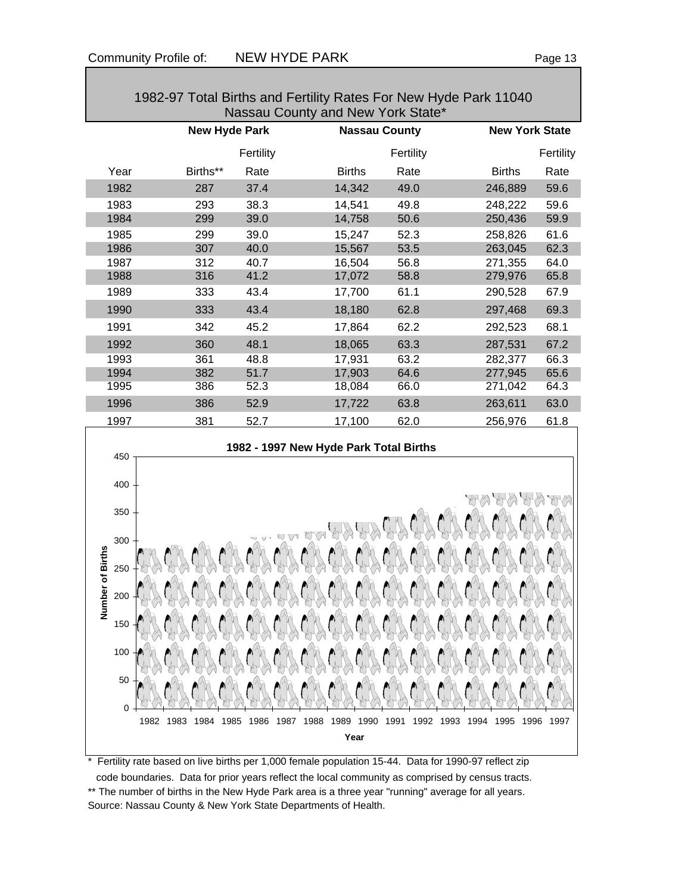## 1982-97 Total Births and Fertility Rates For New Hyde Park 11040 Nassau County and New York State*

| | New Hyde Park | | Nassau County | | New York State | |
|---|---|---|---|---|---|---|
| Year | Births** | Fertility Rate | Births | Fertility Rate | Births | Fertility Rate |
| 1982 | 287 | 37.4 | 14,342 | 49.0 | 246,889 | 59.6 |
| 1983 | 293 | 38.3 | 14,541 | 49.8 | 248,222 | 59.6 |
| 1984 | 299 | 39.0 | 14,758 | 50.6 | 250,436 | 59.9 |
| 1985 | 299 | 39.0 | 15,247 | 52.3 | 258,826 | 61.6 |
| 1986 | 307 | 40.0 | 15,567 | 53.5 | 263,045 | 62.3 |
| 1987 | 312 | 40.7 | 16,504 | 56.8 | 271,355 | 64.0 |
| 1988 | 316 | 41.2 | 17,072 | 58.8 | 279,976 | 65.8 |
| 1989 | 333 | 43.4 | 17,700 | 61.1 | 290,528 | 67.9 |
| 1990 | 333 | 43.4 | 18,180 | 62.8 | 297,468 | 69.3 |
| 1991 | 342 | 45.2 | 17,864 | 62.2 | 292,523 | 68.1 |
| 1992 | 360 | 48.1 | 18,065 | 63.3 | 287,531 | 67.2 |
| 1993 | 361 | 48.8 | 17,931 | 63.2 | 282,377 | 66.3 |
| 1994 | 382 | 51.7 | 17,903 | 64.6 | 277,945 | 65.6 |
| 1995 | 386 | 52.3 | 18,084 | 66.0 | 271,042 | 64.3 |
| 1996 | 386 | 52.9 | 17,722 | 63.8 | 263,611 | 63.0 |
| 1997 | 381 | 52.7 | 17,100 | 62.0 | 256,976 | 61.8 |

**1982 - 1997 New Hyde Park Total Births**

\* Fertility rate based on live births per 1,000 female population 15-44. Data for 1990-97 reflect zip code boundaries. Data for prior years reflect the local community as comprised by census tracts.

\*\* The number of births in the New Hyde Park area is a three year "running" average for all years.

Source: Nassau County & New York State Departments of Health.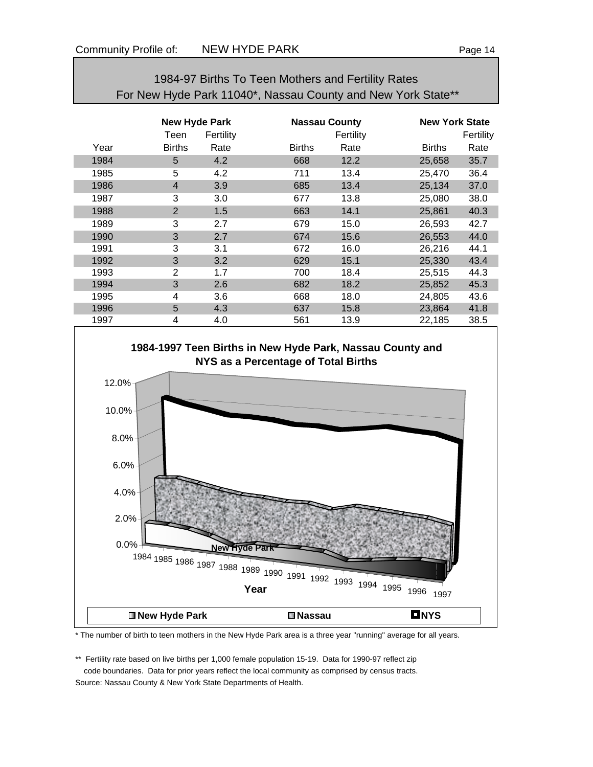## 1984-97 Births To Teen Mothers and Fertility Rates For New Hyde Park 11040*, Nassau County and New York State**

| | New Hyde Park | | Nassau County | | New York State | |
|---|---|---|---|---|---|---|
| Year | Teen Births | Fertility Rate | Births | Fertility Rate | Births | Fertility Rate |
| 1984 | 5 | 4.2 | 668 | 12.2 | 25,658 | 35.7 |
| 1985 | 5 | 4.2 | 711 | 13.4 | 25,470 | 36.4 |
| 1986 | 4 | 3.9 | 685 | 13.4 | 25,134 | 37.0 |
| 1987 | 3 | 3.0 | 677 | 13.8 | 25,080 | 38.0 |
| 1988 | 2 | 1.5 | 663 | 14.1 | 25,861 | 40.3 |
| 1989 | 3 | 2.7 | 679 | 15.0 | 26,593 | 42.7 |
| 1990 | 3 | 2.7 | 674 | 15.6 | 26,553 | 44.0 |
| 1991 | 3 | 3.1 | 672 | 16.0 | 26,216 | 44.1 |
| 1992 | 3 | 3.2 | 629 | 15.1 | 25,330 | 43.4 |
| 1993 | 2 | 1.7 | 700 | 18.4 | 25,515 | 44.3 |
| 1994 | 3 | 2.6 | 682 | 18.2 | 25,852 | 45.3 |
| 1995 | 4 | 3.6 | 668 | 18.0 | 24,805 | 43.6 |
| 1996 | 5 | 4.3 | 637 | 15.8 | 23,864 | 41.8 |
| 1997 | 4 | 4.0 | 561 | 13.9 | 22,185 | 38.5 |

**1984-1997 Teen Births in New Hyde Park, Nassau County and NYS as a Percentage of Total Births**

\* The number of birth to teen mothers in the New Hyde Park area is a three year "running" average for all years.

\*\* Fertility rate based on live births per 1,000 female population 15-19. Data for 1990-97 reflect zip code boundaries. Data for prior years reflect the local community as comprised by census tracts.

Source: Nassau County & New York State Departments of Health.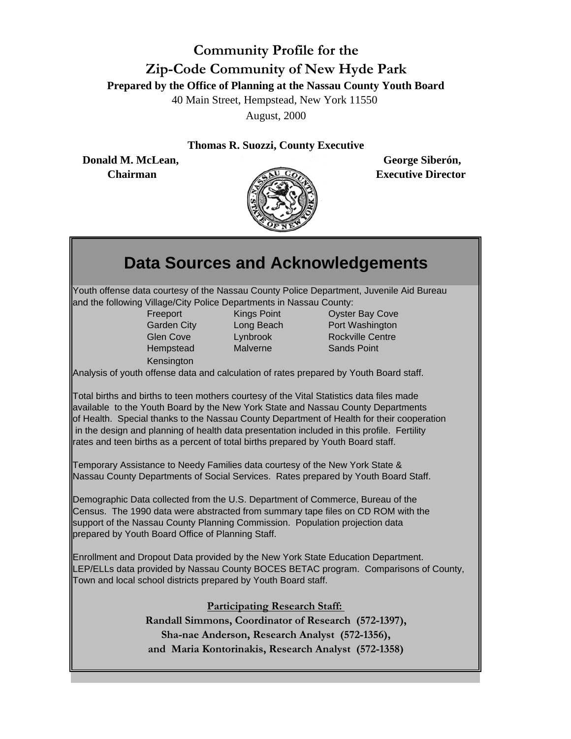# Community Profile for the Zip-Code Community of New Hyde Park

**Prepared by the Office of Planning at the Nassau County Youth Board**

40 Main Street, Hempstead, New York 11550

August, 2000

**Thomas R. Suozzi, County Executive**

**Donald M. McLean, Chairman**

**George Siberón, Executive Director**

## Data Sources and Acknowledgements

Youth offense data courtesy of the Nassau County Police Department, Juvenile Aid Bureau and the following Village/City Police Departments in Nassau County:

| | | |
|---|---|---|
| Freeport | Kings Point | Oyster Bay Cove |
| Garden City | Long Beach | Port Washington |
| Glen Cove | Lynbrook | Rockville Centre |
| Hempstead | Malverne | Sands Point |
| Kensington | | |

Analysis of youth offense data and calculation of rates prepared by Youth Board staff.

Total births and births to teen mothers courtesy of the Vital Statistics data files made available to the Youth Board by the New York State and Nassau County Departments of Health. Special thanks to the Nassau County Department of Health for their cooperation in the design and planning of health data presentation included in this profile. Fertility rates and teen births as a percent of total births prepared by Youth Board staff.

Temporary Assistance to Needy Families data courtesy of the New York State & Nassau County Departments of Social Services. Rates prepared by Youth Board Staff.

Demographic Data collected from the U.S. Department of Commerce, Bureau of the Census. The 1990 data were abstracted from summary tape files on CD ROM with the support of the Nassau County Planning Commission. Population projection data prepared by Youth Board Office of Planning Staff.

Enrollment and Dropout Data provided by the New York State Education Department. LEP/ELLs data provided by Nassau County BOCES BETAC program. Comparisons of County, Town and local school districts prepared by Youth Board staff.

**Participating Research Staff:**

**Randall Simmons, Coordinator of Research (572-1397),**
**Sha-nae Anderson, Research Analyst (572-1356),**
**and Maria Kontorinakis, Research Analyst (572-1358)**